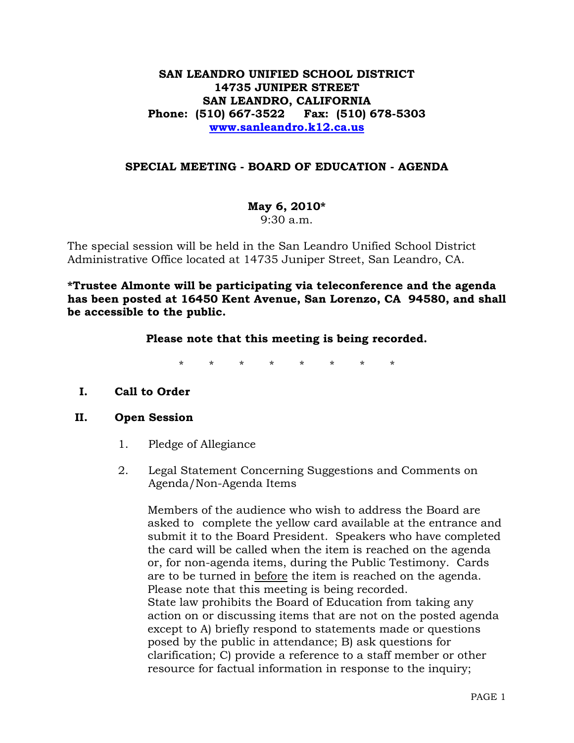**SAN LEANDRO UNIFIED SCHOOL DISTRICT**
**14735 JUNIPER STREET**
**SAN LEANDRO, CALIFORNIA**
**Phone: (510) 667-3522 Fax: (510) 678-5303**
**www.sanleandro.k12.ca.us**

## SPECIAL MEETING - BOARD OF EDUCATION - AGENDA

**May 6, 2010***
9:30 a.m.

The special session will be held in the San Leandro Unified School District Administrative Office located at 14735 Juniper Street, San Leandro, CA.

***Trustee Almonte will be participating via teleconference and the agenda has been posted at 16450 Kent Avenue, San Lorenzo, CA 94580, and shall be accessible to the public.**

**Please note that this meeting is being recorded.**

\* \* \* \* \* \* \* \*

**I. Call to Order**

**II. Open Session**

1. Pledge of Allegiance

2. Legal Statement Concerning Suggestions and Comments on Agenda/Non-Agenda Items

   Members of the audience who wish to address the Board are asked to complete the yellow card available at the entrance and submit it to the Board President. Speakers who have completed the card will be called when the item is reached on the agenda or, for non-agenda items, during the Public Testimony. Cards are to be turned in <u>before</u> the item is reached on the agenda. Please note that this meeting is being recorded.
   State law prohibits the Board of Education from taking any action on or discussing items that are not on the posted agenda except to A) briefly respond to statements made or questions posed by the public in attendance; B) ask questions for clarification; C) provide a reference to a staff member or other resource for factual information in response to the inquiry;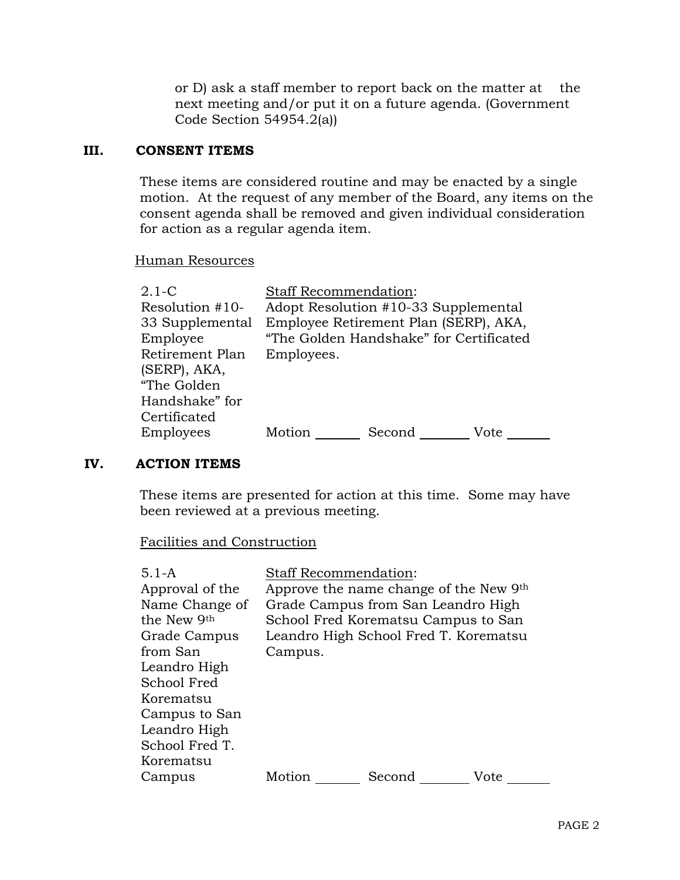or D) ask a staff member to report back on the matter at the next meeting and/or put it on a future agenda. (Government Code Section 54954.2(a))

## III. CONSENT ITEMS

These items are considered routine and may be enacted by a single motion. At the request of any member of the Board, any items on the consent agenda shall be removed and given individual consideration for action as a regular agenda item.

Human Resources

| | |
|---|---|
| 2.1-C<br>Resolution #10-33 Supplemental Employee Retirement Plan (SERP), AKA, "The Golden Handshake" for Certificated Employees | Staff Recommendation:<br>Adopt Resolution #10-33 Supplemental Employee Retirement Plan (SERP), AKA, "The Golden Handshake" for Certificated Employees.<br><br>Motion _______ Second _______ Vote _______ |

## IV. ACTION ITEMS

These items are presented for action at this time. Some may have been reviewed at a previous meeting.

Facilities and Construction

| | |
|---|---|
| 5.1-A<br>Approval of the Name Change of the New 9th Grade Campus from San Leandro High School Fred Korematsu Campus to San Leandro High School Fred T. Korematsu Campus | Staff Recommendation:<br>Approve the name change of the New 9th Grade Campus from San Leandro High School Fred Korematsu Campus to San Leandro High School Fred T. Korematsu Campus.<br><br>Motion _______ Second _______ Vote _______ |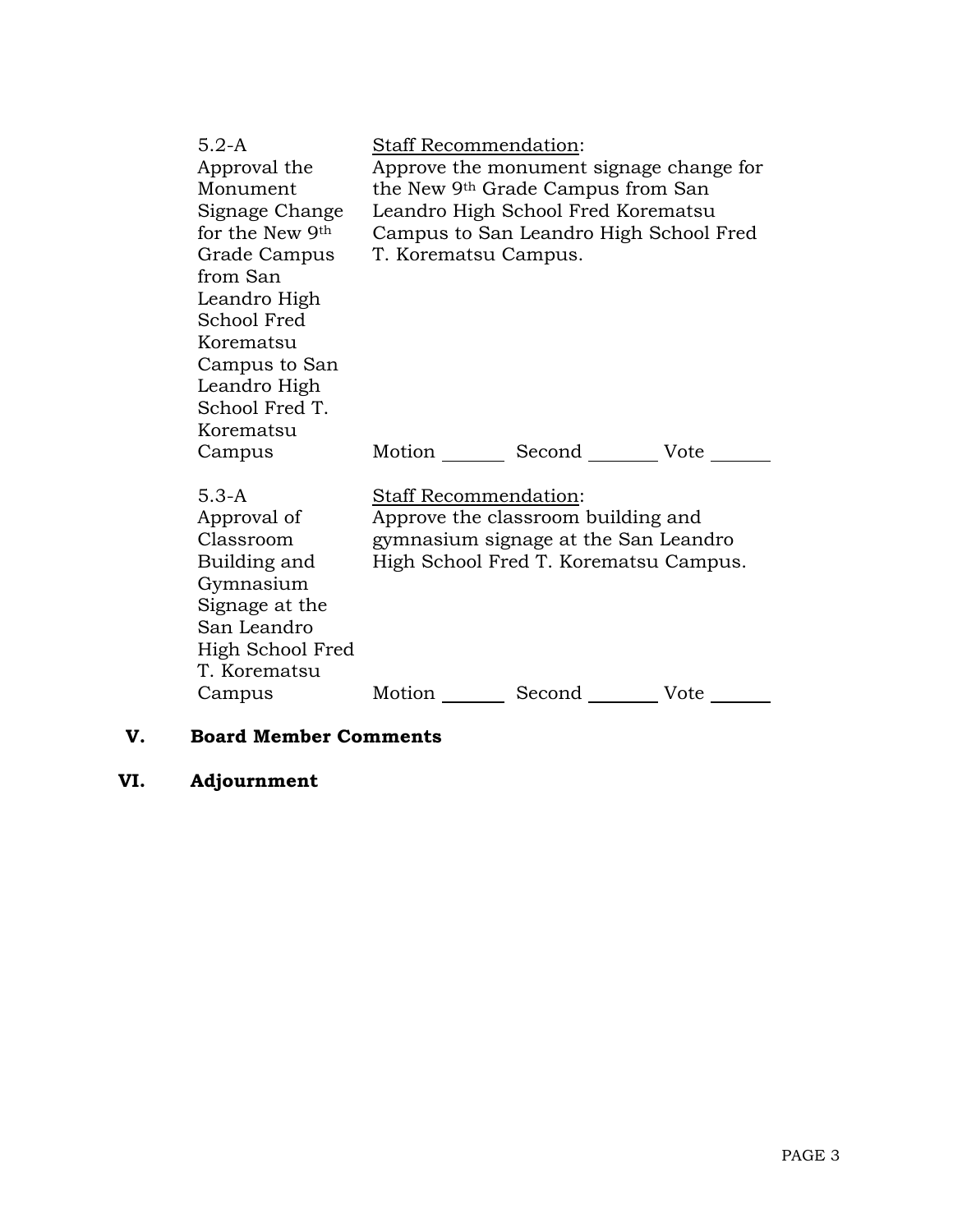| | |
|---|---|
| 5.2-A<br>Approval the Monument Signage Change for the New 9th Grade Campus from San Leandro High School Fred Korematsu Campus to San Leandro High School Fred T. Korematsu Campus | Staff Recommendation:<br>Approve the monument signage change for the New 9th Grade Campus from San Leandro High School Fred Korematsu Campus to San Leandro High School Fred T. Korematsu Campus.<br><br>Motion _______ Second _______ Vote _______ |
| 5.3-A<br>Approval of Classroom Building and Gymnasium Signage at the San Leandro High School Fred T. Korematsu Campus | Staff Recommendation:<br>Approve the classroom building and gymnasium signage at the San Leandro High School Fred T. Korematsu Campus.<br><br>Motion _______ Second _______ Vote _______ |

## V. Board Member Comments

## VI. Adjournment